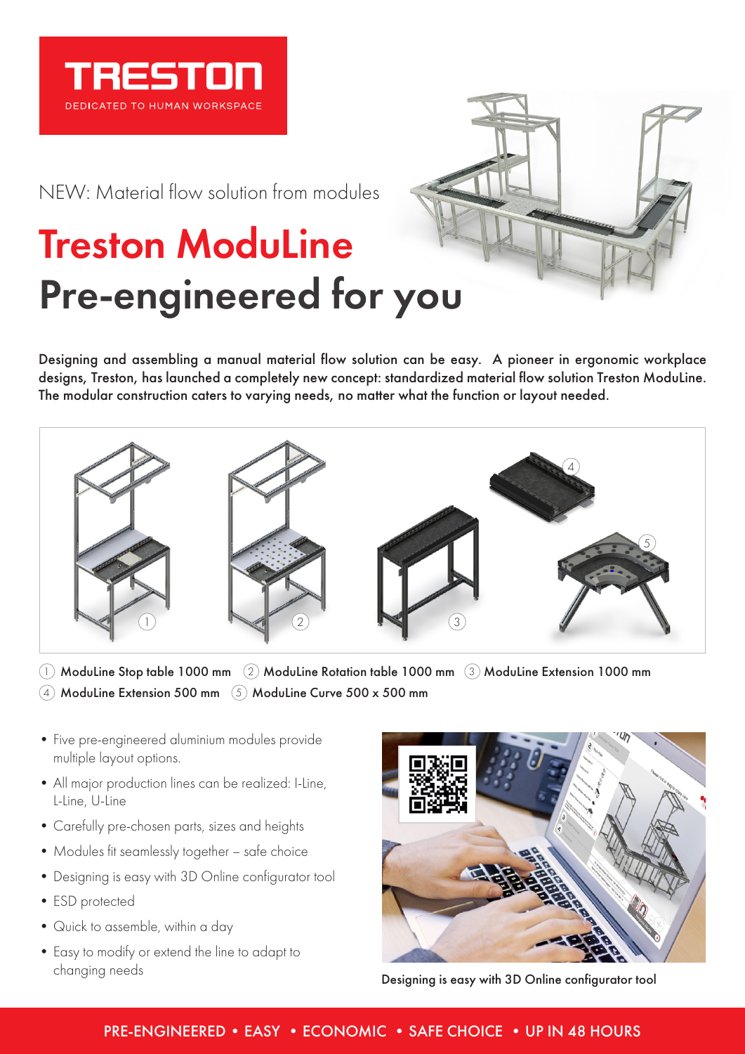TRESTON

DEDICATED TO HUMAN WORKSPACE

NEW: Material flow solution from modules

# Treston ModuLine

# Pre-engineered for you

**Designing and assembling a manual material flow solution can be easy. A pioneer in ergonomic workplace designs, Treston, has launched a completely new concept: standardized material flow solution Treston ModuLine. The modular construction caters to varying needs, no matter what the function or layout needed.**

1. **ModuLine Stop table 1000 mm**
2. **ModuLine Rotation table 1000 mm**
3. **ModuLine Extension 1000 mm**
4. **ModuLine Extension 500 mm**
5. **ModuLine Curve 500 x 500 mm**

- Five pre-engineered aluminium modules provide multiple layout options.
- All major production lines can be realized: I-Line, L-Line, U-Line
- Carefully pre-chosen parts, sizes and heights
- Modules fit seamlessly together – safe choice
- Designing is easy with 3D Online configurator tool
- ESD protected
- Quick to assemble, within a day
- Easy to modify or extend the line to adapt to changing needs

Designing is easy with 3D Online configurator tool

PRE-ENGINEERED • EASY • ECONOMIC • SAFE CHOICE • UP IN 48 HOURS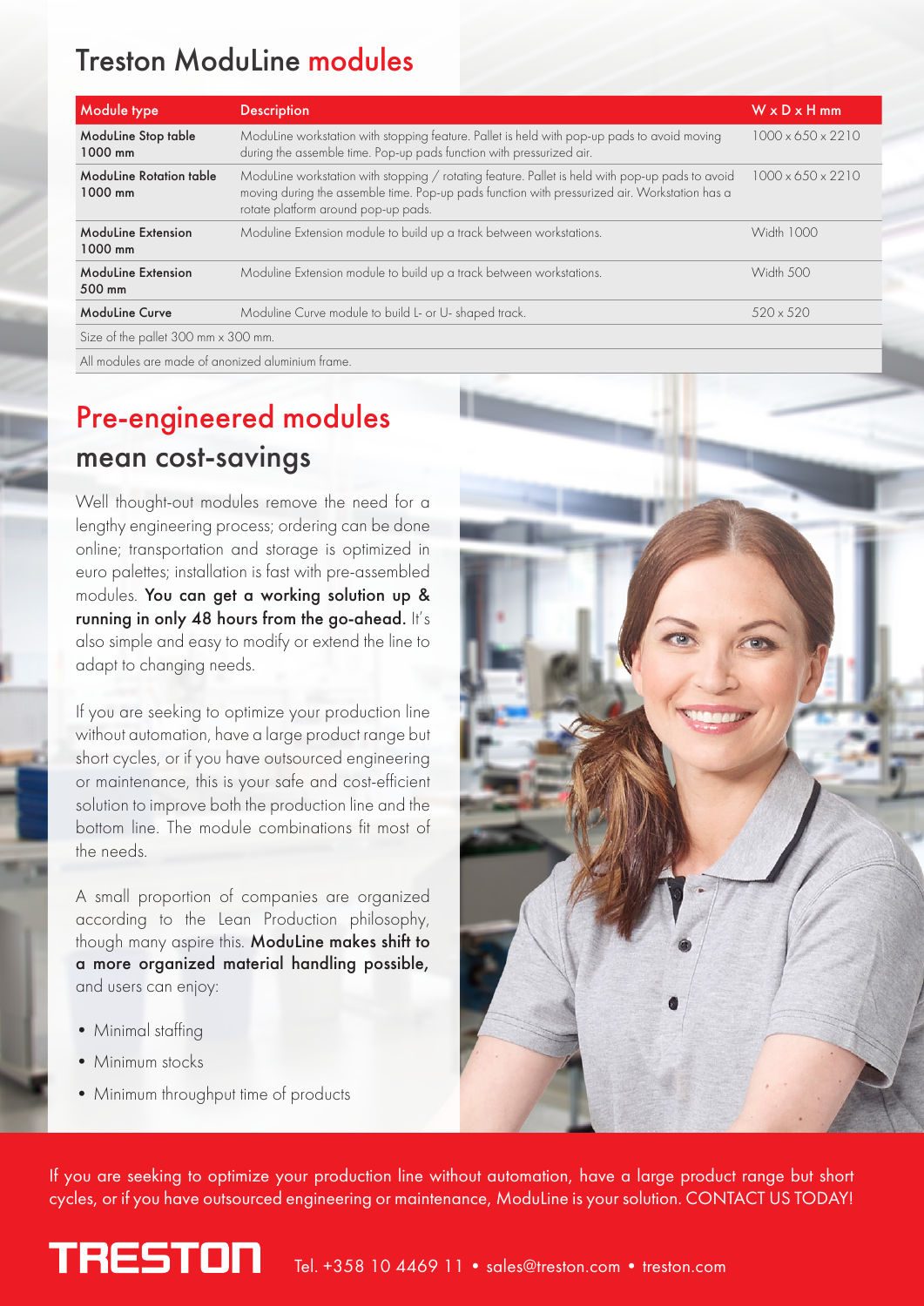# Treston ModuLine modules

| Module type | Description | W x D x H mm |
|---|---|---|
| **ModuLine Stop table 1000 mm** | ModuLine workstation with stopping feature. Pallet is held with pop-up pads to avoid moving during the assemble time. Pop-up pads function with pressurized air. | 1000 x 650 x 2210 |
| **ModuLine Rotation table 1000 mm** | ModuLine workstation with stopping / rotating feature. Pallet is held with pop-up pads to avoid moving during the assemble time. Pop-up pads function with pressurized air. Workstation has a rotate platform around pop-up pads. | 1000 x 650 x 2210 |
| **ModuLine Extension 1000 mm** | Moduline Extension module to build up a track between workstations. | Width 1000 |
| **ModuLine Extension 500 mm** | Moduline Extension module to build up a track between workstations. | Width 500 |
| **ModuLine Curve** | Moduline Curve module to build L- or U- shaped track. | 520 x 520 |
| Size of the pallet 300 mm x 300 mm. | | |
| All modules are made of anonized aluminium frame. | | |

## Pre-engineered modules mean cost-savings

Well thought-out modules remove the need for a lengthy engineering process; ordering can be done online; transportation and storage is optimized in euro palettes; installation is fast with pre-assembled modules. **You can get a working solution up & running in only 48 hours from the go-ahead.** It's also simple and easy to modify or extend the line to adapt to changing needs.

If you are seeking to optimize your production line without automation, have a large product range but short cycles, or if you have outsourced engineering or maintenance, this is your safe and cost-efficient solution to improve both the production line and the bottom line. The module combinations fit most of the needs.

A small proportion of companies are organized according to the Lean Production philosophy, though many aspire this. **ModuLine makes shift to a more organized material handling possible,** and users can enjoy:

- Minimal staffing
- Minimum stocks
- Minimum throughput time of products

If you are seeking to optimize your production line without automation, have a large product range but short cycles, or if you have outsourced engineering or maintenance, ModuLine is your solution. CONTACT US TODAY!

TRESTON Tel. +358 10 4469 11 • sales@treston.com • treston.com